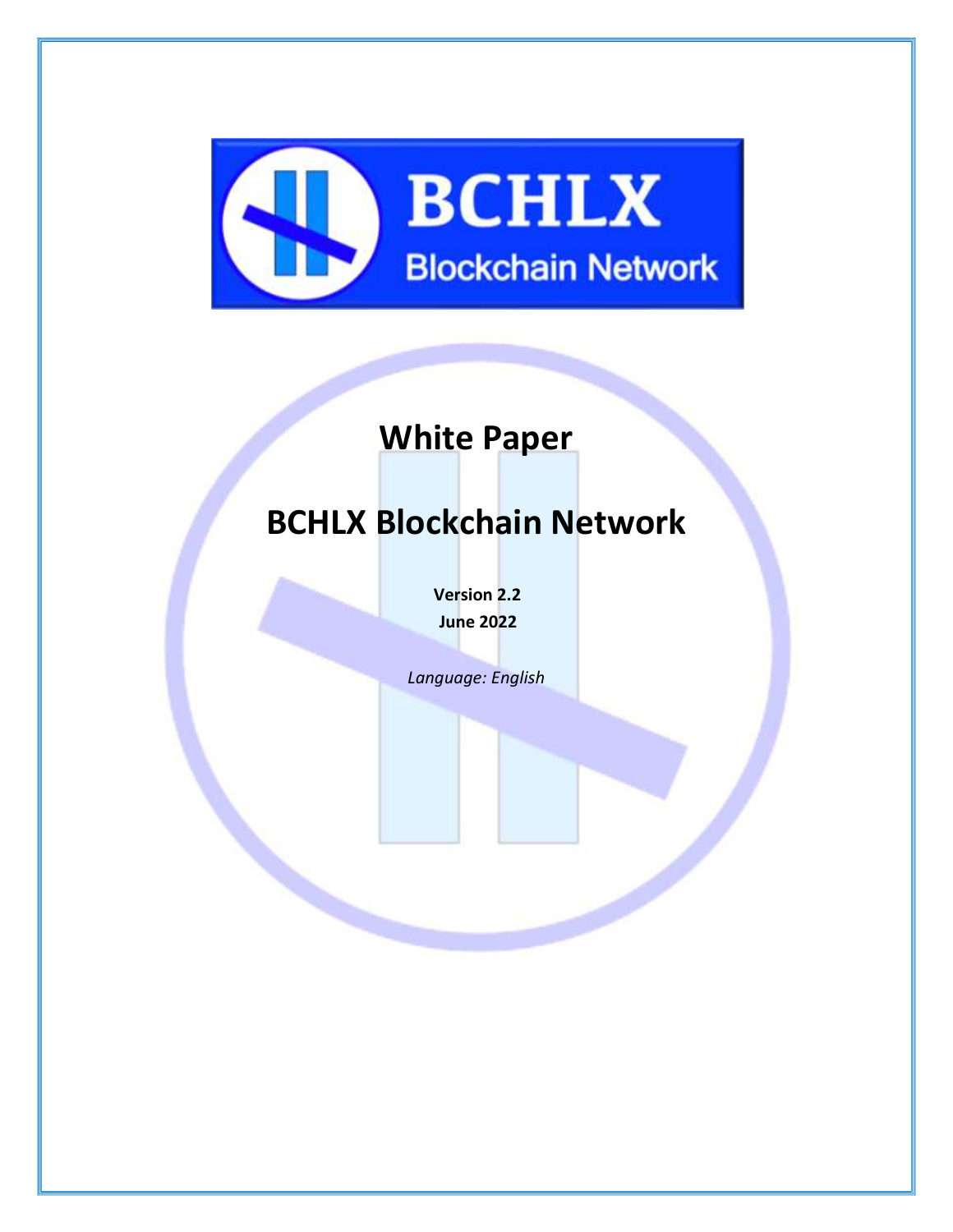BCHLX
Blockchain Network

# White Paper

# BCHLX Blockchain Network

**Version 2.2**
**June 2022**

*Language: English*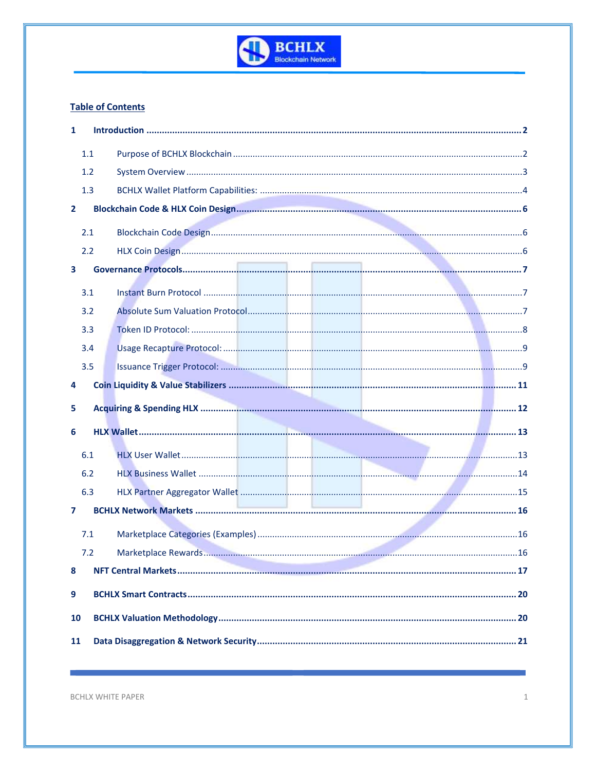## Table of Contents

**1 Introduction** .......................................................... **2**

- 1.1 Purpose of BCHLX Blockchain .......................................................... 2
- 1.2 System Overview .......................................................... 3
- 1.3 BCHLX Wallet Platform Capabilities: .......................................................... 4

**2 Blockchain Code & HLX Coin Design** .......................................................... **6**

- 2.1 Blockchain Code Design .......................................................... 6
- 2.2 HLX Coin Design .......................................................... 6

**3 Governance Protocols** .......................................................... **7**

- 3.1 Instant Burn Protocol .......................................................... 7
- 3.2 Absolute Sum Valuation Protocol .......................................................... 7
- 3.3 Token ID Protocol: .......................................................... 8
- 3.4 Usage Recapture Protocol: .......................................................... 9
- 3.5 Issuance Trigger Protocol: .......................................................... 9

**4 Coin Liquidity & Value Stabilizers** .......................................................... **11**

**5 Acquiring & Spending HLX** .......................................................... **12**

**6 HLX Wallet** .......................................................... **13**

- 6.1 HLX User Wallet .......................................................... 13
- 6.2 HLX Business Wallet .......................................................... 14
- 6.3 HLX Partner Aggregator Wallet .......................................................... 15

**7 BCHLX Network Markets** .......................................................... **16**

- 7.1 Marketplace Categories (Examples) .......................................................... 16
- 7.2 Marketplace Rewards .......................................................... 16

**8 NFT Central Markets** .......................................................... **17**

**9 BCHLX Smart Contracts** .......................................................... **20**

**10 BCHLX Valuation Methodology** .......................................................... **20**

**11 Data Disaggregation & Network Security** .......................................................... **21**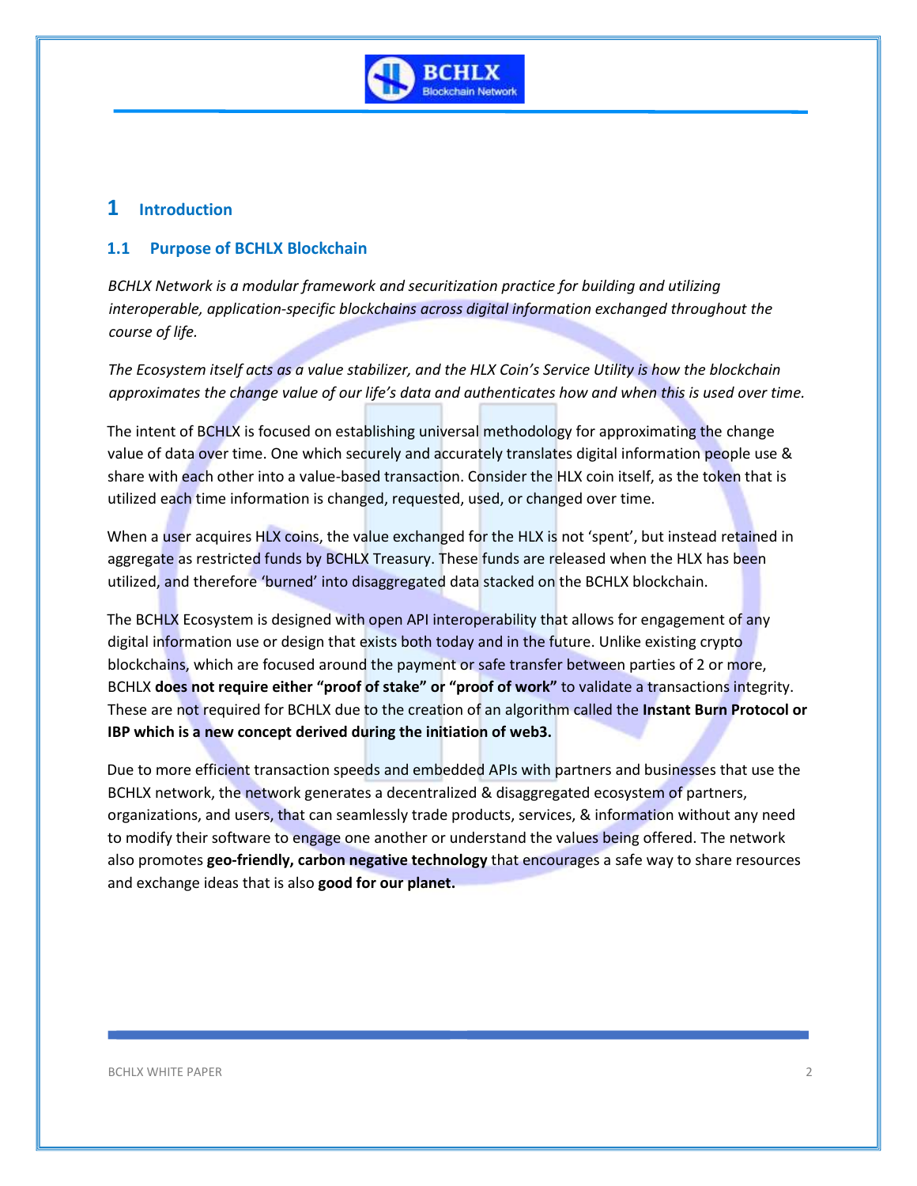# 1 Introduction

## 1.1 Purpose of BCHLX Blockchain

*BCHLX Network is a modular framework and securitization practice for building and utilizing interoperable, application-specific blockchains across digital information exchanged throughout the course of life.*

*The Ecosystem itself acts as a value stabilizer, and the HLX Coin's Service Utility is how the blockchain approximates the change value of our life's data and authenticates how and when this is used over time.*

The intent of BCHLX is focused on establishing universal methodology for approximating the change value of data over time. One which securely and accurately translates digital information people use & share with each other into a value-based transaction. Consider the HLX coin itself, as the token that is utilized each time information is changed, requested, used, or changed over time.

When a user acquires HLX coins, the value exchanged for the HLX is not 'spent', but instead retained in aggregate as restricted funds by BCHLX Treasury. These funds are released when the HLX has been utilized, and therefore 'burned' into disaggregated data stacked on the BCHLX blockchain.

The BCHLX Ecosystem is designed with open API interoperability that allows for engagement of any digital information use or design that exists both today and in the future. Unlike existing crypto blockchains, which are focused around the payment or safe transfer between parties of 2 or more, BCHLX **does not require either "proof of stake" or "proof of work"** to validate a transactions integrity. These are not required for BCHLX due to the creation of an algorithm called the **Instant Burn Protocol or IBP which is a new concept derived during the initiation of web3.**

Due to more efficient transaction speeds and embedded APIs with partners and businesses that use the BCHLX network, the network generates a decentralized & disaggregated ecosystem of partners, organizations, and users, that can seamlessly trade products, services, & information without any need to modify their software to engage one another or understand the values being offered. The network also promotes **geo-friendly, carbon negative technology** that encourages a safe way to share resources and exchange ideas that is also **good for our planet.**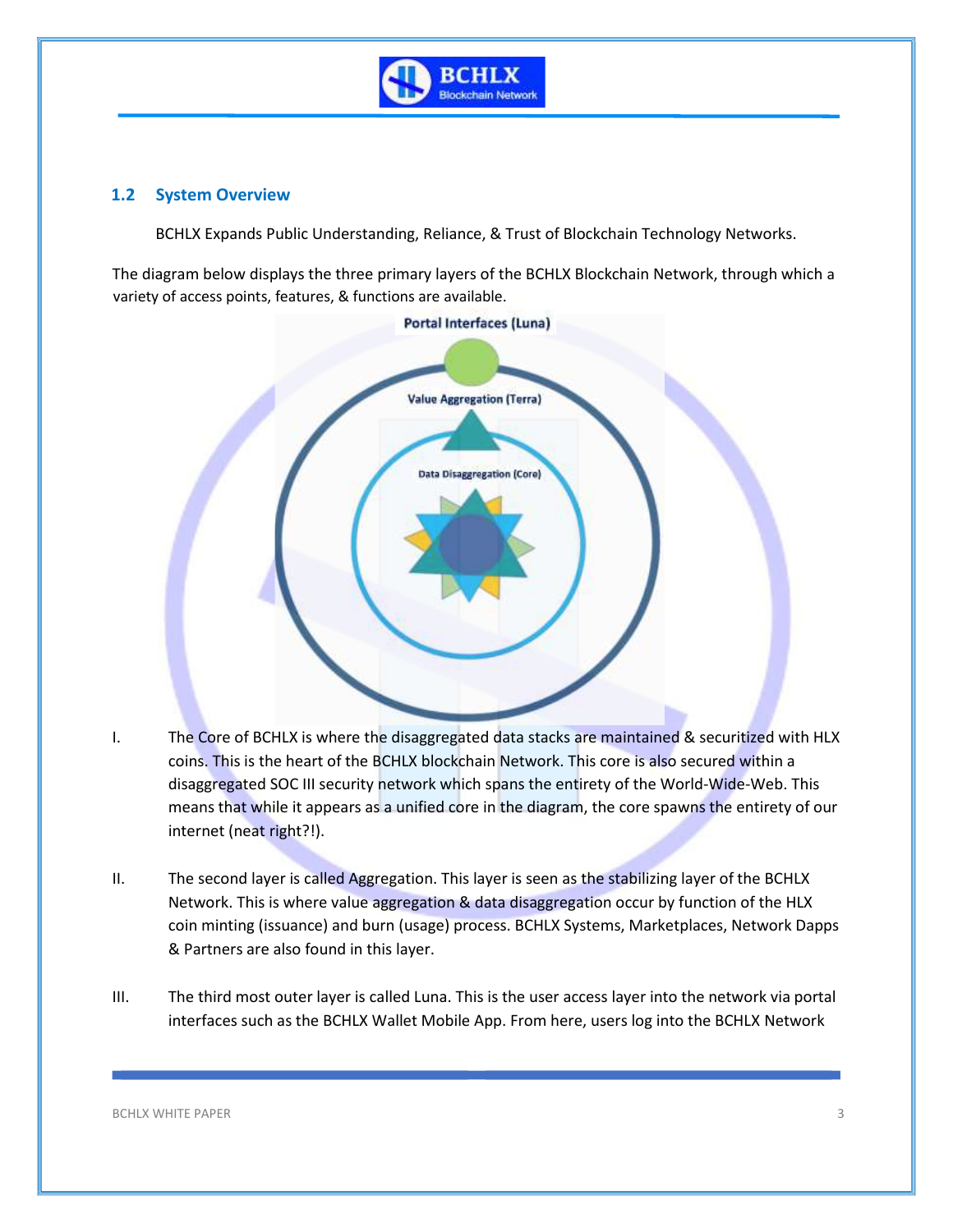## 1.2 System Overview

BCHLX Expands Public Understanding, Reliance, & Trust of Blockchain Technology Networks.

The diagram below displays the three primary layers of the BCHLX Blockchain Network, through which a variety of access points, features, & functions are available.

Portal Interfaces (Luna)

Value Aggregation (Terra)

Data Disaggregation (Core)

I. The Core of BCHLX is where the disaggregated data stacks are maintained & securitized with HLX coins. This is the heart of the BCHLX blockchain Network. This core is also secured within a disaggregated SOC III security network which spans the entirety of the World-Wide-Web. This means that while it appears as a unified core in the diagram, the core spawns the entirety of our internet (neat right?!).

II. The second layer is called Aggregation. This layer is seen as the stabilizing layer of the BCHLX Network. This is where value aggregation & data disaggregation occur by function of the HLX coin minting (issuance) and burn (usage) process. BCHLX Systems, Marketplaces, Network Dapps & Partners are also found in this layer.

III. The third most outer layer is called Luna. This is the user access layer into the network via portal interfaces such as the BCHLX Wallet Mobile App. From here, users log into the BCHLX Network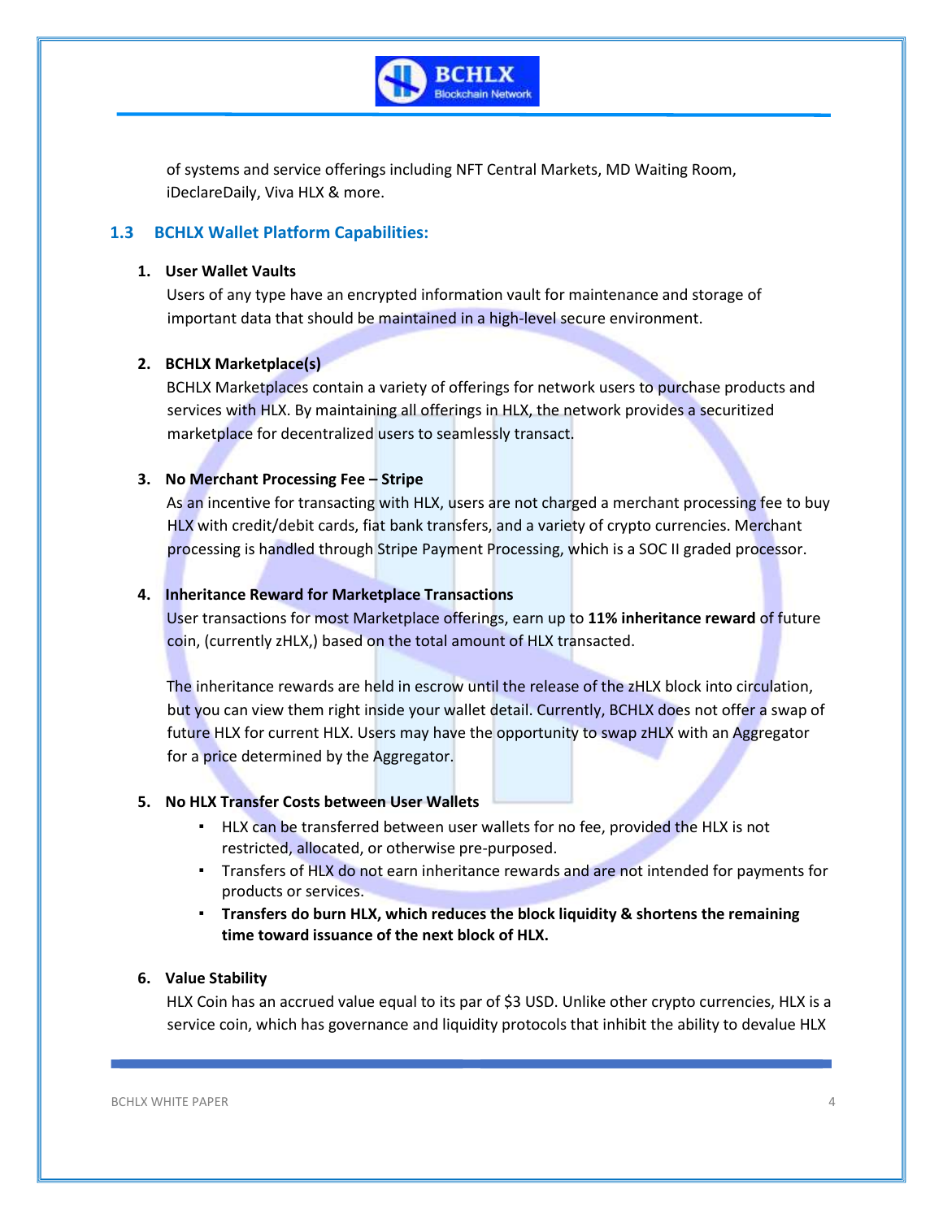of systems and service offerings including NFT Central Markets, MD Waiting Room, iDeclareDaily, Viva HLX & more.

### 1.3 BCHLX Wallet Platform Capabilities:

1. **User Wallet Vaults**

   Users of any type have an encrypted information vault for maintenance and storage of important data that should be maintained in a high-level secure environment.

2. **BCHLX Marketplace(s)**

   BCHLX Marketplaces contain a variety of offerings for network users to purchase products and services with HLX. By maintaining all offerings in HLX, the network provides a securitized marketplace for decentralized users to seamlessly transact.

3. **No Merchant Processing Fee – Stripe**

   As an incentive for transacting with HLX, users are not charged a merchant processing fee to buy HLX with credit/debit cards, fiat bank transfers, and a variety of crypto currencies. Merchant processing is handled through Stripe Payment Processing, which is a SOC II graded processor.

4. **Inheritance Reward for Marketplace Transactions**

   User transactions for most Marketplace offerings, earn up to **11% inheritance reward** of future coin, (currently zHLX,) based on the total amount of HLX transacted.

   The inheritance rewards are held in escrow until the release of the zHLX block into circulation, but you can view them right inside your wallet detail. Currently, BCHLX does not offer a swap of future HLX for current HLX. Users may have the opportunity to swap zHLX with an Aggregator for a price determined by the Aggregator.

5. **No HLX Transfer Costs between User Wallets**

   - HLX can be transferred between user wallets for no fee, provided the HLX is not restricted, allocated, or otherwise pre-purposed.
   - Transfers of HLX do not earn inheritance rewards and are not intended for payments for products or services.
   - **Transfers do burn HLX, which reduces the block liquidity & shortens the remaining time toward issuance of the next block of HLX.**

6. **Value Stability**

   HLX Coin has an accrued value equal to its par of $3 USD. Unlike other crypto currencies, HLX is a service coin, which has governance and liquidity protocols that inhibit the ability to devalue HLX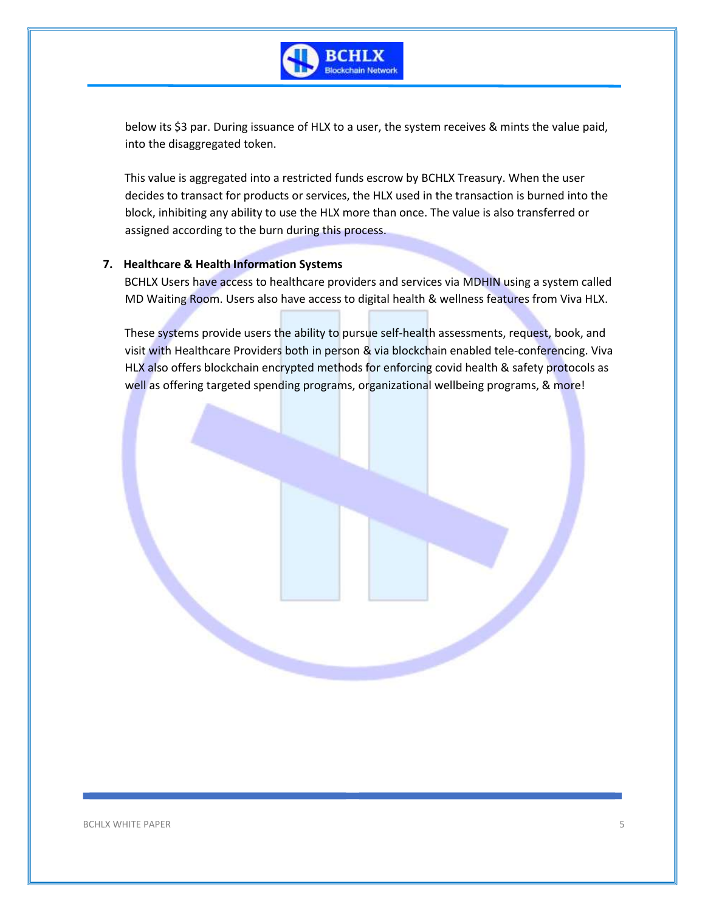below its $3 par. During issuance of HLX to a user, the system receives & mints the value paid, into the disaggregated token.

This value is aggregated into a restricted funds escrow by BCHLX Treasury. When the user decides to transact for products or services, the HLX used in the transaction is burned into the block, inhibiting any ability to use the HLX more than once. The value is also transferred or assigned according to the burn during this process.

**7. Healthcare & Health Information Systems**

BCHLX Users have access to healthcare providers and services via MDHIN using a system called MD Waiting Room. Users also have access to digital health & wellness features from Viva HLX.

These systems provide users the ability to pursue self-health assessments, request, book, and visit with Healthcare Providers both in person & via blockchain enabled tele-conferencing. Viva HLX also offers blockchain encrypted methods for enforcing covid health & safety protocols as well as offering targeted spending programs, organizational wellbeing programs, & more!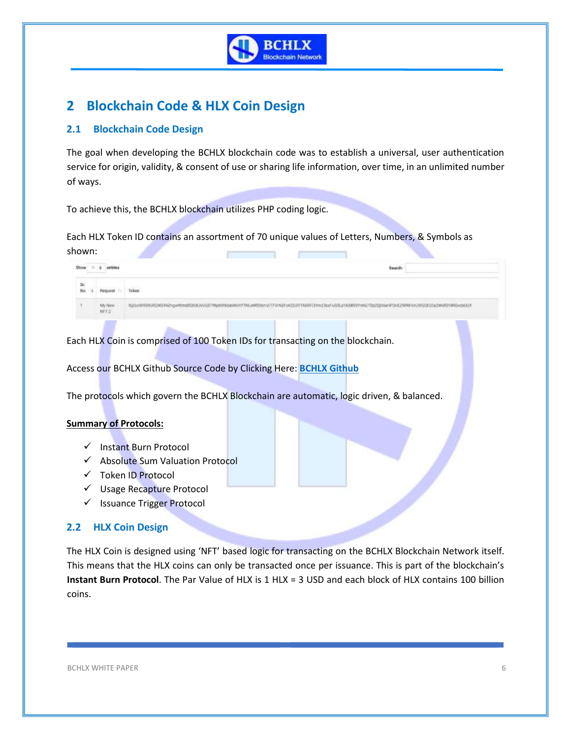# 2 Blockchain Code & HLX Coin Design

## 2.1 Blockchain Code Design

The goal when developing the BCHLX blockchain code was to establish a universal, user authentication service for origin, validity, & consent of use or sharing life information, over time, in an unlimited number of ways.

To achieve this, the BCHLX blockchain utilizes PHP coding logic.

Each HLX Token ID contains an assortment of 70 unique values of Letters, Numbers, & Symbols as shown:

| Sr. No. | Request | Token |
|---|---|---|
| 1 | My New NFT 2 | NjZocW9GRJRQNG94ZngwWmdBQ0dLNVQ3TWp6MXdabWVtYTNLeW5Ebm2iTFVrN2FoK2S3VTA0RFI1YmZ3czFuS0La1K0dk9YNU1Qp2QjhSaHFDcEZWWk1nUXRZdGDe2MzR2VRRGxobUU9 |

Each HLX Coin is comprised of 100 Token IDs for transacting on the blockchain.

Access our BCHLX Github Source Code by Clicking Here: **BCHLX Github**

The protocols which govern the BCHLX Blockchain are automatic, logic driven, & balanced.

**Summary of Protocols:**

- ✓ Instant Burn Protocol
- ✓ Absolute Sum Valuation Protocol
- ✓ Token ID Protocol
- ✓ Usage Recapture Protocol
- ✓ Issuance Trigger Protocol

## 2.2 HLX Coin Design

The HLX Coin is designed using 'NFT' based logic for transacting on the BCHLX Blockchain Network itself. This means that the HLX coins can only be transacted once per issuance. This is part of the blockchain's **Instant Burn Protocol**. The Par Value of HLX is 1 HLX = 3 USD and each block of HLX contains 100 billion coins.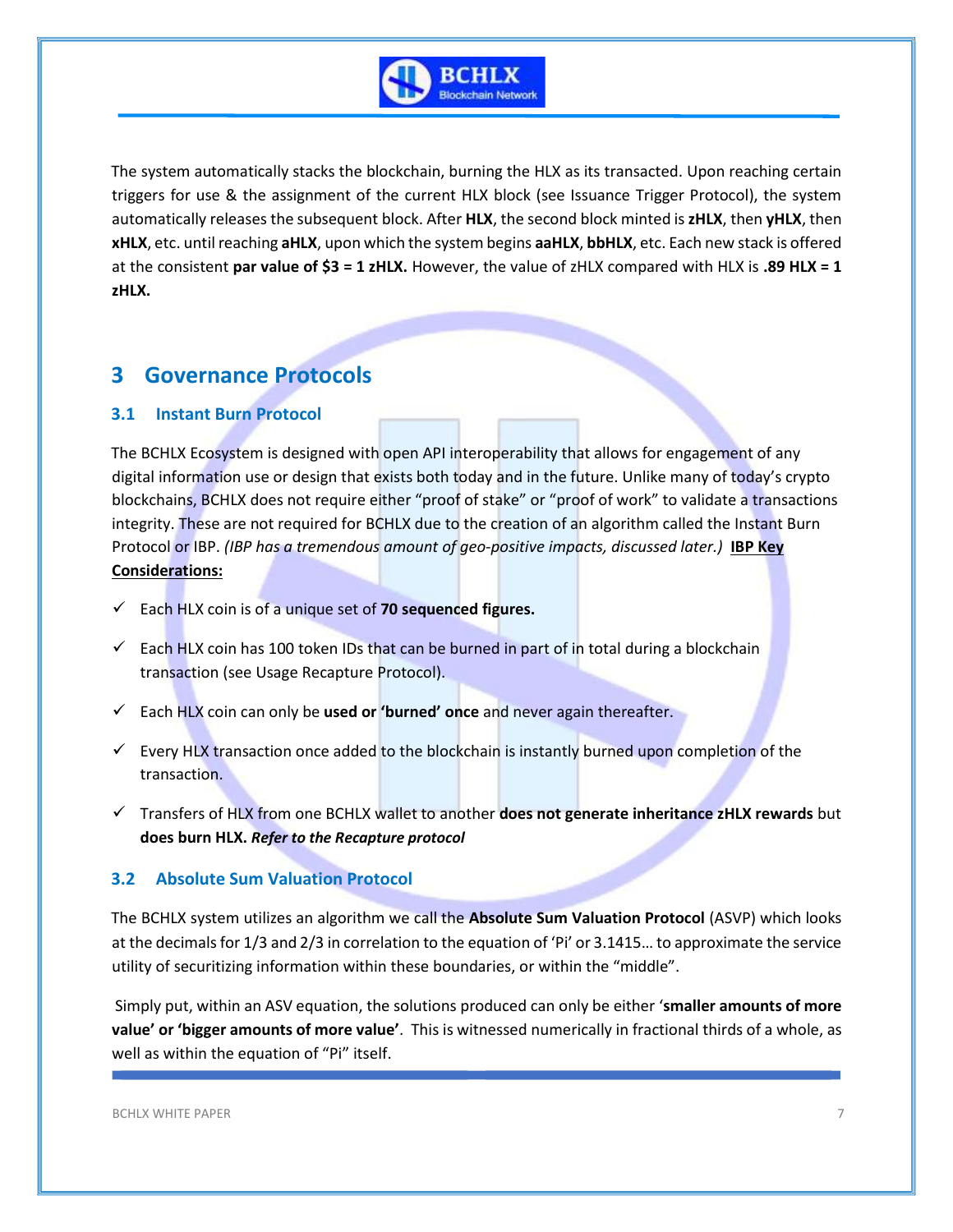The system automatically stacks the blockchain, burning the HLX as its transacted. Upon reaching certain triggers for use & the assignment of the current HLX block (see Issuance Trigger Protocol), the system automatically releases the subsequent block. After **HLX**, the second block minted is **zHLX**, then **yHLX**, then **xHLX**, etc. until reaching **aHLX**, upon which the system begins **aaHLX**, **bbHLX**, etc. Each new stack is offered at the consistent **par value of $3 = 1 zHLX.** However, the value of zHLX compared with HLX is **.89 HLX = 1 zHLX.**

# 3 Governance Protocols

## 3.1 Instant Burn Protocol

The BCHLX Ecosystem is designed with open API interoperability that allows for engagement of any digital information use or design that exists both today and in the future. Unlike many of today's crypto blockchains, BCHLX does not require either "proof of stake" or "proof of work" to validate a transactions integrity. These are not required for BCHLX due to the creation of an algorithm called the Instant Burn Protocol or IBP. *(IBP has a tremendous amount of geo-positive impacts, discussed later.)* **IBP Key Considerations:**

- ✓ Each HLX coin is of a unique set of **70 sequenced figures.**
- ✓ Each HLX coin has 100 token IDs that can be burned in part of in total during a blockchain transaction (see Usage Recapture Protocol).
- ✓ Each HLX coin can only be **used or 'burned' once** and never again thereafter.
- ✓ Every HLX transaction once added to the blockchain is instantly burned upon completion of the transaction.
- ✓ Transfers of HLX from one BCHLX wallet to another **does not generate inheritance zHLX rewards** but **does burn HLX.** ***Refer to the Recapture protocol***

## 3.2 Absolute Sum Valuation Protocol

The BCHLX system utilizes an algorithm we call the **Absolute Sum Valuation Protocol** (ASVP) which looks at the decimals for 1/3 and 2/3 in correlation to the equation of 'Pi' or 3.1415… to approximate the service utility of securitizing information within these boundaries, or within the "middle".

Simply put, within an ASV equation, the solutions produced can only be either '**smaller amounts of more value' or 'bigger amounts of more value'**. This is witnessed numerically in fractional thirds of a whole, as well as within the equation of "Pi" itself.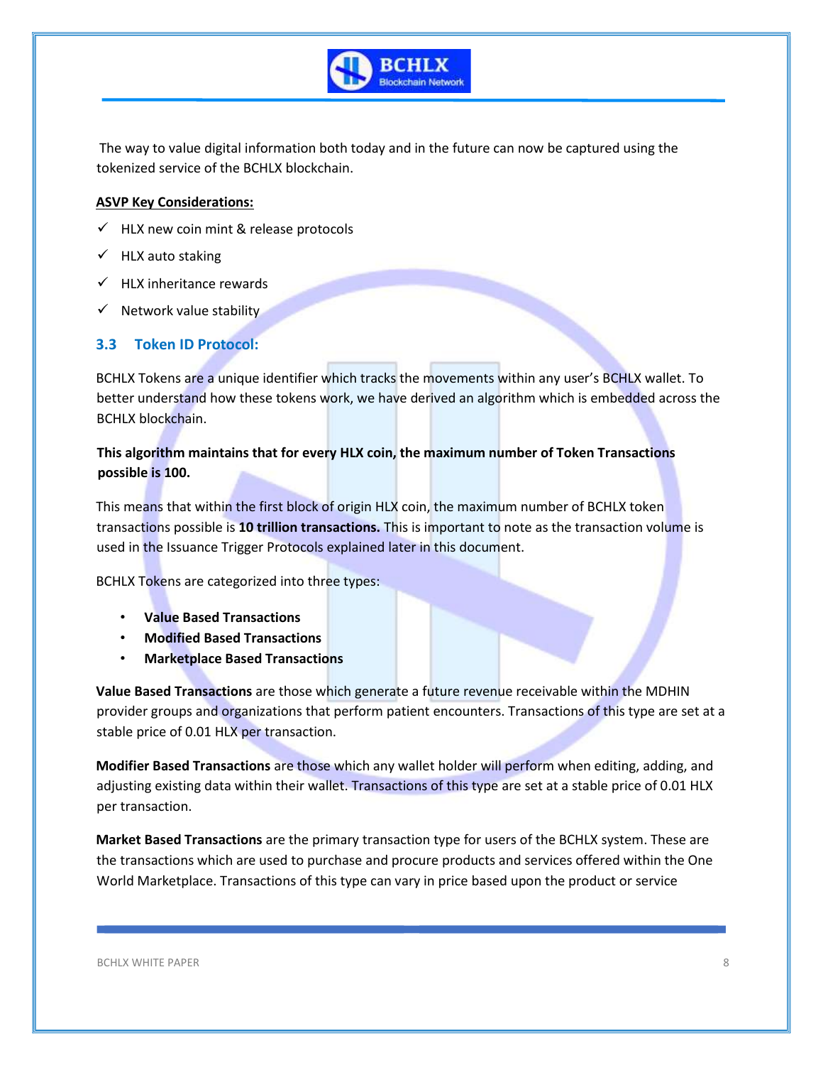The way to value digital information both today and in the future can now be captured using the tokenized service of the BCHLX blockchain.

**ASVP Key Considerations:**

- ✓ HLX new coin mint & release protocols
- ✓ HLX auto staking
- ✓ HLX inheritance rewards
- ✓ Network value stability

## 3.3 Token ID Protocol:

BCHLX Tokens are a unique identifier which tracks the movements within any user's BCHLX wallet. To better understand how these tokens work, we have derived an algorithm which is embedded across the BCHLX blockchain.

**This algorithm maintains that for every HLX coin, the maximum number of Token Transactions possible is 100.**

This means that within the first block of origin HLX coin, the maximum number of BCHLX token transactions possible is **10 trillion transactions.** This is important to note as the transaction volume is used in the Issuance Trigger Protocols explained later in this document.

BCHLX Tokens are categorized into three types:

- **Value Based Transactions**
- **Modified Based Transactions**
- **Marketplace Based Transactions**

**Value Based Transactions** are those which generate a future revenue receivable within the MDHIN provider groups and organizations that perform patient encounters. Transactions of this type are set at a stable price of 0.01 HLX per transaction.

**Modifier Based Transactions** are those which any wallet holder will perform when editing, adding, and adjusting existing data within their wallet. Transactions of this type are set at a stable price of 0.01 HLX per transaction.

**Market Based Transactions** are the primary transaction type for users of the BCHLX system. These are the transactions which are used to purchase and procure products and services offered within the One World Marketplace. Transactions of this type can vary in price based upon the product or service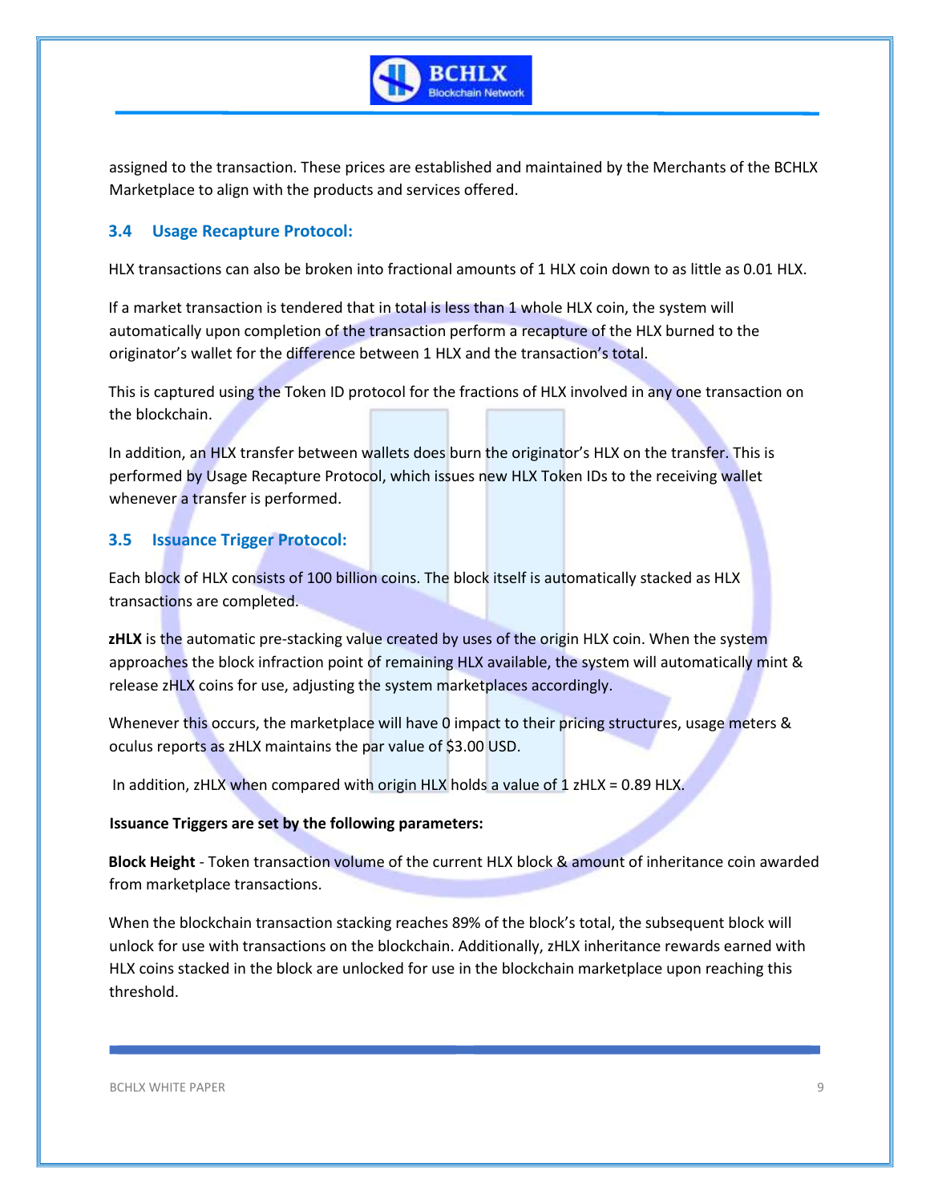assigned to the transaction. These prices are established and maintained by the Merchants of the BCHLX Marketplace to align with the products and services offered.

### 3.4 Usage Recapture Protocol:

HLX transactions can also be broken into fractional amounts of 1 HLX coin down to as little as 0.01 HLX.

If a market transaction is tendered that in total is less than 1 whole HLX coin, the system will automatically upon completion of the transaction perform a recapture of the HLX burned to the originator's wallet for the difference between 1 HLX and the transaction's total.

This is captured using the Token ID protocol for the fractions of HLX involved in any one transaction on the blockchain.

In addition, an HLX transfer between wallets does burn the originator's HLX on the transfer. This is performed by Usage Recapture Protocol, which issues new HLX Token IDs to the receiving wallet whenever a transfer is performed.

### 3.5 Issuance Trigger Protocol:

Each block of HLX consists of 100 billion coins. The block itself is automatically stacked as HLX transactions are completed.

**zHLX** is the automatic pre-stacking value created by uses of the origin HLX coin. When the system approaches the block infraction point of remaining HLX available, the system will automatically mint & release zHLX coins for use, adjusting the system marketplaces accordingly.

Whenever this occurs, the marketplace will have 0 impact to their pricing structures, usage meters & oculus reports as zHLX maintains the par value of $3.00 USD.

In addition, zHLX when compared with origin HLX holds a value of 1 zHLX = 0.89 HLX.

**Issuance Triggers are set by the following parameters:**

**Block Height** - Token transaction volume of the current HLX block & amount of inheritance coin awarded from marketplace transactions.

When the blockchain transaction stacking reaches 89% of the block's total, the subsequent block will unlock for use with transactions on the blockchain. Additionally, zHLX inheritance rewards earned with HLX coins stacked in the block are unlocked for use in the blockchain marketplace upon reaching this threshold.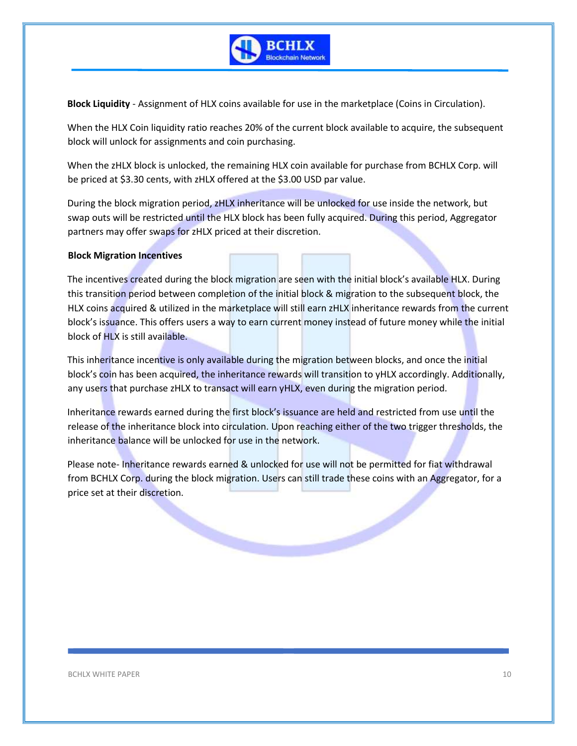**Block Liquidity** - Assignment of HLX coins available for use in the marketplace (Coins in Circulation).

When the HLX Coin liquidity ratio reaches 20% of the current block available to acquire, the subsequent block will unlock for assignments and coin purchasing.

When the zHLX block is unlocked, the remaining HLX coin available for purchase from BCHLX Corp. will be priced at $3.30 cents, with zHLX offered at the $3.00 USD par value.

During the block migration period, zHLX inheritance will be unlocked for use inside the network, but swap outs will be restricted until the HLX block has been fully acquired. During this period, Aggregator partners may offer swaps for zHLX priced at their discretion.

**Block Migration Incentives**

The incentives created during the block migration are seen with the initial block's available HLX. During this transition period between completion of the initial block & migration to the subsequent block, the HLX coins acquired & utilized in the marketplace will still earn zHLX inheritance rewards from the current block's issuance. This offers users a way to earn current money instead of future money while the initial block of HLX is still available.

This inheritance incentive is only available during the migration between blocks, and once the initial block's coin has been acquired, the inheritance rewards will transition to yHLX accordingly. Additionally, any users that purchase zHLX to transact will earn yHLX, even during the migration period.

Inheritance rewards earned during the first block's issuance are held and restricted from use until the release of the inheritance block into circulation. Upon reaching either of the two trigger thresholds, the inheritance balance will be unlocked for use in the network.

Please note- Inheritance rewards earned & unlocked for use will not be permitted for fiat withdrawal from BCHLX Corp. during the block migration. Users can still trade these coins with an Aggregator, for a price set at their discretion.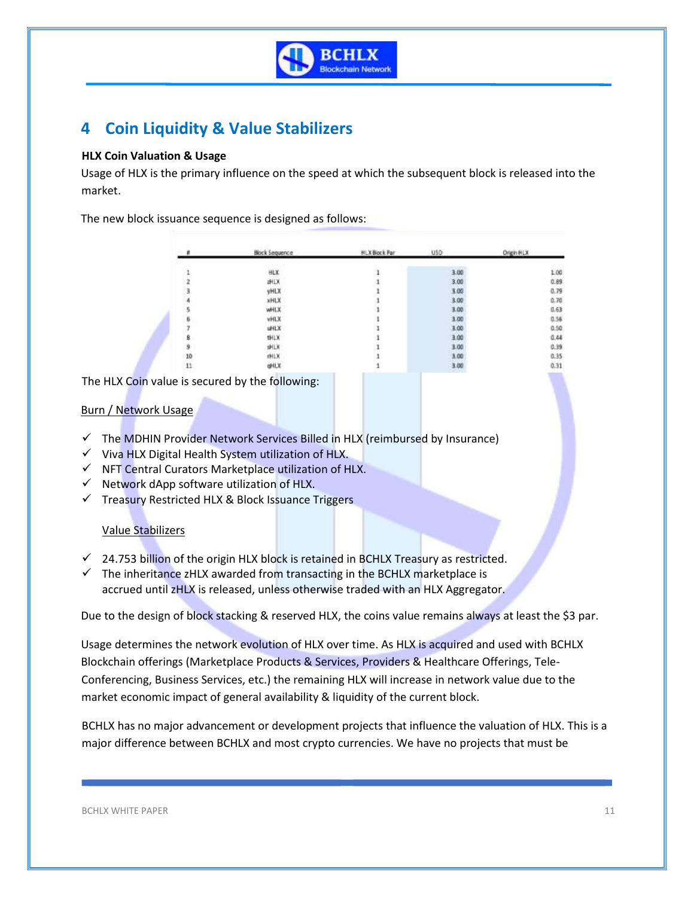## 4 Coin Liquidity & Value Stabilizers

**HLX Coin Valuation & Usage**

Usage of HLX is the primary influence on the speed at which the subsequent block is released into the market.

The new block issuance sequence is designed as follows:

| # | Block Sequence | HLX Block Par | USD | Origin HLX |
|---|---|---|---|---|
| 1 | HLX | 1 | 3.00 | 1.00 |
| 2 | zHLX | 1 | 3.00 | 0.89 |
| 3 | yHLX | 1 | 3.00 | 0.79 |
| 4 | xHLX | 1 | 3.00 | 0.70 |
| 5 | wHLX | 1 | 3.00 | 0.63 |
| 6 | vHLX | 1 | 3.00 | 0.56 |
| 7 | uHLX | 1 | 3.00 | 0.50 |
| 8 | tHLX | 1 | 3.00 | 0.44 |
| 9 | sHLX | 1 | 3.00 | 0.39 |
| 10 | rHLX | 1 | 3.00 | 0.35 |
| 11 | qHLX | 1 | 3.00 | 0.31 |

The HLX Coin value is secured by the following:

Burn / Network Usage

- ✓ The MDHIN Provider Network Services Billed in HLX (reimbursed by Insurance)
- ✓ Viva HLX Digital Health System utilization of HLX.
- ✓ NFT Central Curators Marketplace utilization of HLX.
- ✓ Network dApp software utilization of HLX.
- ✓ Treasury Restricted HLX & Block Issuance Triggers

Value Stabilizers

- ✓ 24.753 billion of the origin HLX block is retained in BCHLX Treasury as restricted.
- ✓ The inheritance zHLX awarded from transacting in the BCHLX marketplace is accrued until zHLX is released, unless otherwise traded with an HLX Aggregator.

Due to the design of block stacking & reserved HLX, the coins value remains always at least the $3 par.

Usage determines the network evolution of HLX over time. As HLX is acquired and used with BCHLX Blockchain offerings (Marketplace Products & Services, Providers & Healthcare Offerings, Tele-Conferencing, Business Services, etc.) the remaining HLX will increase in network value due to the market economic impact of general availability & liquidity of the current block.

BCHLX has no major advancement or development projects that influence the valuation of HLX. This is a major difference between BCHLX and most crypto currencies. We have no projects that must be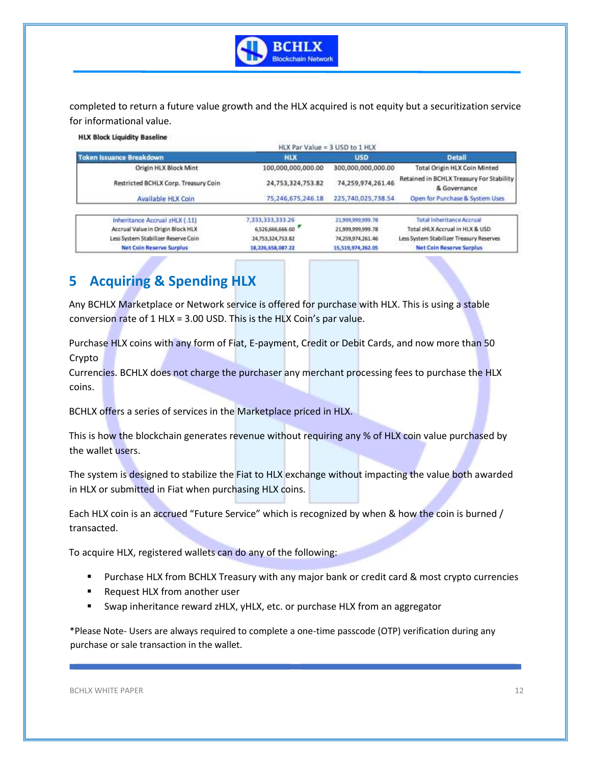completed to return a future value growth and the HLX acquired is not equity but a securitization service for informational value.

**HLX Block Liquidity Baseline**

HLX Par Value = 3 USD to 1 HLX

| Token Issuance Breakdown | HLX | USD | Detail |
|---|---|---|---|
| Origin HLX Block Mint | 100,000,000,000.00 | 300,000,000,000.00 | Total Origin HLX Coin Minted |
| Restricted BCHLX Corp. Treasury Coin | 24,753,324,753.82 | 74,259,974,261.46 | Retained in BCHLX Treasury For Stability & Governance |
| Available HLX Coin | 75,246,675,246.18 | 225,740,025,738.54 | Open for Purchase & System Uses |

| | | | |
|---|---|---|---|
| Inheritance Accrual zHLX (.11) | 7,333,333,333.26 | 21,999,999,999.78 | Total Inheritance Accrual |
| Accrual Value in Origin Block HLX | 6,526,666,666.60 | 21,999,999,999.78 | Total zHLX Accrual in HLX & USD |
| Less System Stabilizer Reserve Coin | 24,753,324,753.82 | 74,259,974,261.46 | Less System Stabilizer Treasury Reserves |
| Net Coin Reserve Surplus | 18,226,658,087.22 | 15,519,974,262.05 | Net Coin Reserve Surplus |

# 5 Acquiring & Spending HLX

Any BCHLX Marketplace or Network service is offered for purchase with HLX. This is using a stable conversion rate of 1 HLX = 3.00 USD. This is the HLX Coin's par value.

Purchase HLX coins with any form of Fiat, E-payment, Credit or Debit Cards, and now more than 50 Crypto
Currencies. BCHLX does not charge the purchaser any merchant processing fees to purchase the HLX coins.

BCHLX offers a series of services in the Marketplace priced in HLX.

This is how the blockchain generates revenue without requiring any % of HLX coin value purchased by the wallet users.

The system is designed to stabilize the Fiat to HLX exchange without impacting the value both awarded in HLX or submitted in Fiat when purchasing HLX coins.

Each HLX coin is an accrued "Future Service" which is recognized by when & how the coin is burned / transacted.

To acquire HLX, registered wallets can do any of the following:

- Purchase HLX from BCHLX Treasury with any major bank or credit card & most crypto currencies
- Request HLX from another user
- Swap inheritance reward zHLX, yHLX, etc. or purchase HLX from an aggregator

*Please Note- Users are always required to complete a one-time passcode (OTP) verification during any purchase or sale transaction in the wallet.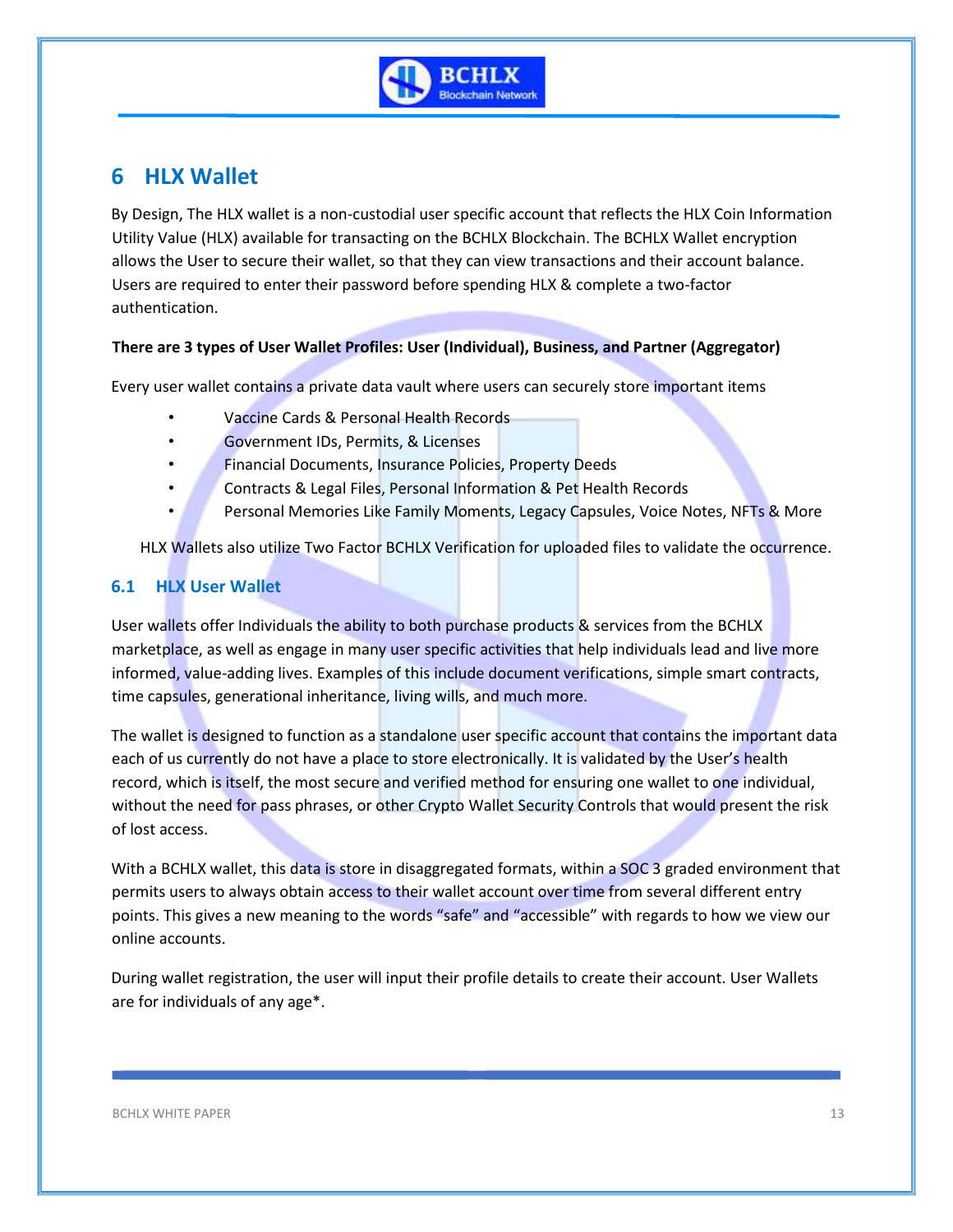# 6 HLX Wallet

By Design, The HLX wallet is a non-custodial user specific account that reflects the HLX Coin Information Utility Value (HLX) available for transacting on the BCHLX Blockchain. The BCHLX Wallet encryption allows the User to secure their wallet, so that they can view transactions and their account balance. Users are required to enter their password before spending HLX & complete a two-factor authentication.

**There are 3 types of User Wallet Profiles: User (Individual), Business, and Partner (Aggregator)**

Every user wallet contains a private data vault where users can securely store important items

- Vaccine Cards & Personal Health Records
- Government IDs, Permits, & Licenses
- Financial Documents, Insurance Policies, Property Deeds
- Contracts & Legal Files, Personal Information & Pet Health Records
- Personal Memories Like Family Moments, Legacy Capsules, Voice Notes, NFTs & More

HLX Wallets also utilize Two Factor BCHLX Verification for uploaded files to validate the occurrence.

## 6.1 HLX User Wallet

User wallets offer Individuals the ability to both purchase products & services from the BCHLX marketplace, as well as engage in many user specific activities that help individuals lead and live more informed, value-adding lives. Examples of this include document verifications, simple smart contracts, time capsules, generational inheritance, living wills, and much more.

The wallet is designed to function as a standalone user specific account that contains the important data each of us currently do not have a place to store electronically. It is validated by the User's health record, which is itself, the most secure and verified method for ensuring one wallet to one individual, without the need for pass phrases, or other Crypto Wallet Security Controls that would present the risk of lost access.

With a BCHLX wallet, this data is store in disaggregated formats, within a SOC 3 graded environment that permits users to always obtain access to their wallet account over time from several different entry points. This gives a new meaning to the words "safe" and "accessible" with regards to how we view our online accounts.

During wallet registration, the user will input their profile details to create their account. User Wallets are for individuals of any age*.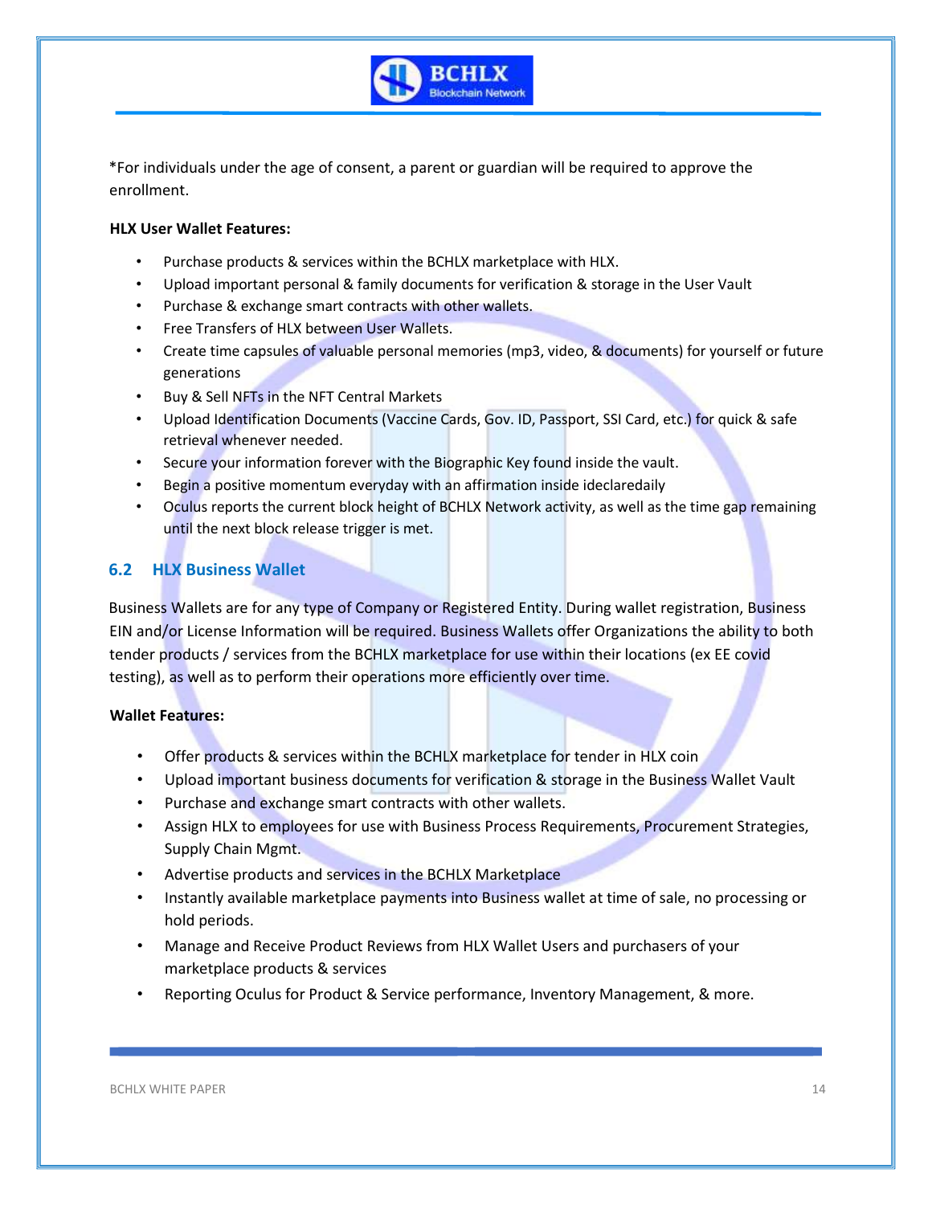*For individuals under the age of consent, a parent or guardian will be required to approve the enrollment.

**HLX User Wallet Features:**

- Purchase products & services within the BCHLX marketplace with HLX.
- Upload important personal & family documents for verification & storage in the User Vault
- Purchase & exchange smart contracts with other wallets.
- Free Transfers of HLX between User Wallets.
- Create time capsules of valuable personal memories (mp3, video, & documents) for yourself or future generations
- Buy & Sell NFTs in the NFT Central Markets
- Upload Identification Documents (Vaccine Cards, Gov. ID, Passport, SSI Card, etc.) for quick & safe retrieval whenever needed.
- Secure your information forever with the Biographic Key found inside the vault.
- Begin a positive momentum everyday with an affirmation inside ideclaredaily
- Oculus reports the current block height of BCHLX Network activity, as well as the time gap remaining until the next block release trigger is met.

## 6.2 HLX Business Wallet

Business Wallets are for any type of Company or Registered Entity. During wallet registration, Business EIN and/or License Information will be required. Business Wallets offer Organizations the ability to both tender products / services from the BCHLX marketplace for use within their locations (ex EE covid testing), as well as to perform their operations more efficiently over time.

**Wallet Features:**

- Offer products & services within the BCHLX marketplace for tender in HLX coin
- Upload important business documents for verification & storage in the Business Wallet Vault
- Purchase and exchange smart contracts with other wallets.
- Assign HLX to employees for use with Business Process Requirements, Procurement Strategies, Supply Chain Mgmt.
- Advertise products and services in the BCHLX Marketplace
- Instantly available marketplace payments into Business wallet at time of sale, no processing or hold periods.
- Manage and Receive Product Reviews from HLX Wallet Users and purchasers of your marketplace products & services
- Reporting Oculus for Product & Service performance, Inventory Management, & more.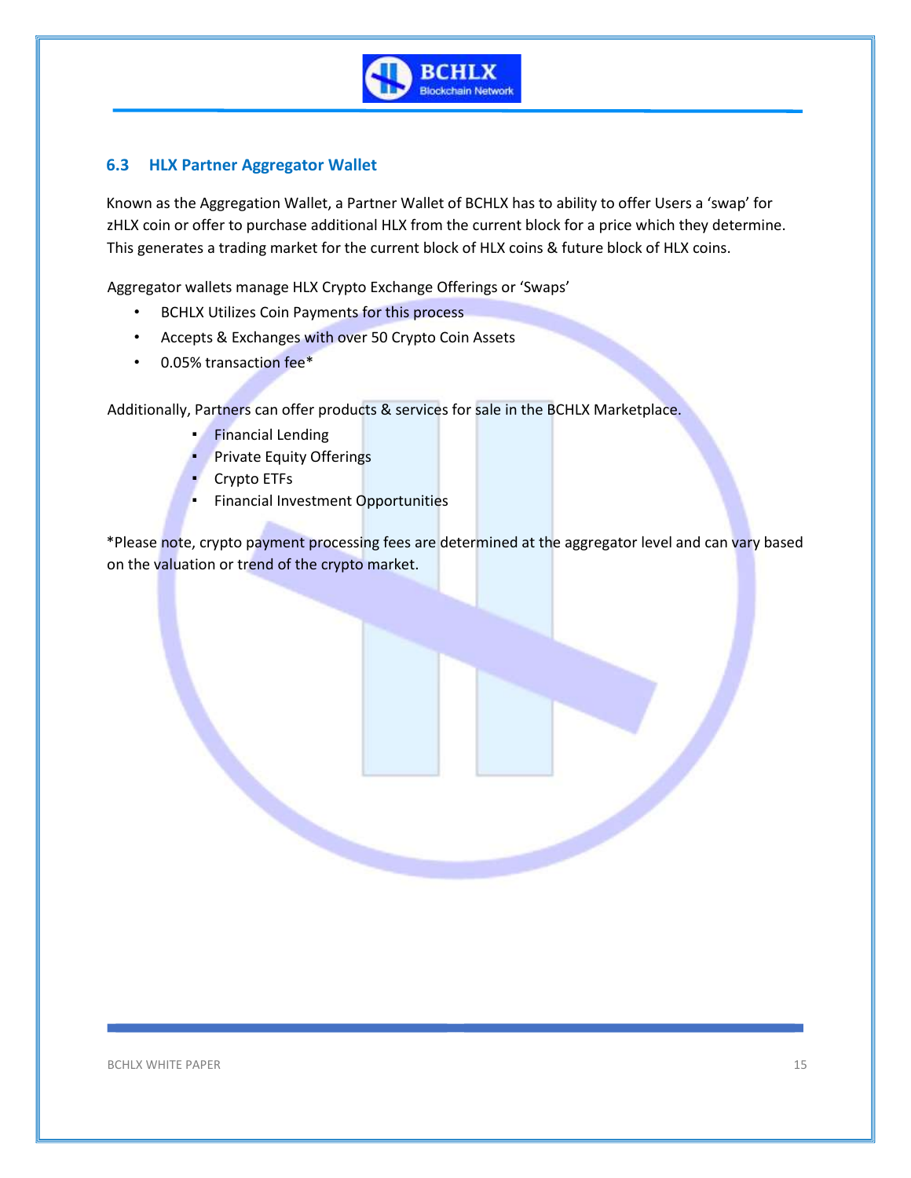## 6.3 HLX Partner Aggregator Wallet

Known as the Aggregation Wallet, a Partner Wallet of BCHLX has to ability to offer Users a 'swap' for zHLX coin or offer to purchase additional HLX from the current block for a price which they determine. This generates a trading market for the current block of HLX coins & future block of HLX coins.

Aggregator wallets manage HLX Crypto Exchange Offerings or 'Swaps'

- BCHLX Utilizes Coin Payments for this process
- Accepts & Exchanges with over 50 Crypto Coin Assets
- 0.05% transaction fee*

Additionally, Partners can offer products & services for sale in the BCHLX Marketplace.

- Financial Lending
- Private Equity Offerings
- Crypto ETFs
- Financial Investment Opportunities

*Please note, crypto payment processing fees are determined at the aggregator level and can vary based on the valuation or trend of the crypto market.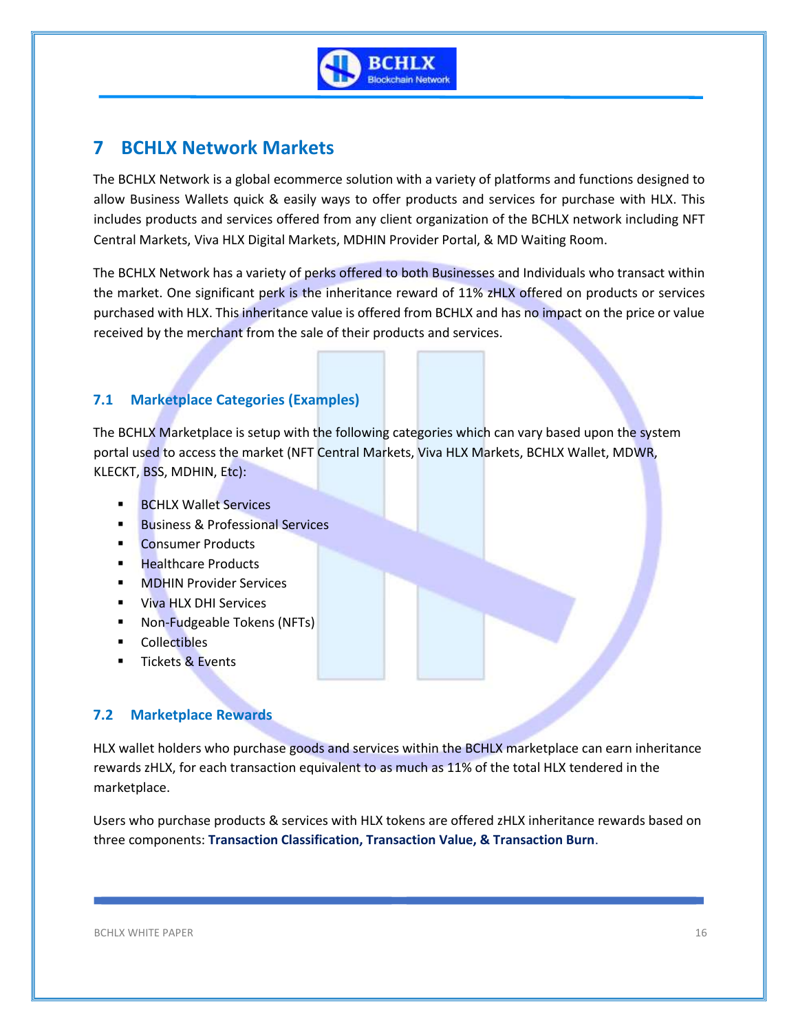# 7 BCHLX Network Markets

The BCHLX Network is a global ecommerce solution with a variety of platforms and functions designed to allow Business Wallets quick & easily ways to offer products and services for purchase with HLX. This includes products and services offered from any client organization of the BCHLX network including NFT Central Markets, Viva HLX Digital Markets, MDHIN Provider Portal, & MD Waiting Room.

The BCHLX Network has a variety of perks offered to both Businesses and Individuals who transact within the market. One significant perk is the inheritance reward of 11% zHLX offered on products or services purchased with HLX. This inheritance value is offered from BCHLX and has no impact on the price or value received by the merchant from the sale of their products and services.

## 7.1 Marketplace Categories (Examples)

The BCHLX Marketplace is setup with the following categories which can vary based upon the system portal used to access the market (NFT Central Markets, Viva HLX Markets, BCHLX Wallet, MDWR, KLECKT, BSS, MDHIN, Etc):

- BCHLX Wallet Services
- Business & Professional Services
- Consumer Products
- Healthcare Products
- MDHIN Provider Services
- Viva HLX DHI Services
- Non-Fudgeable Tokens (NFTs)
- Collectibles
- Tickets & Events

## 7.2 Marketplace Rewards

HLX wallet holders who purchase goods and services within the BCHLX marketplace can earn inheritance rewards zHLX, for each transaction equivalent to as much as 11% of the total HLX tendered in the marketplace.

Users who purchase products & services with HLX tokens are offered zHLX inheritance rewards based on three components: **Transaction Classification, Transaction Value, & Transaction Burn**.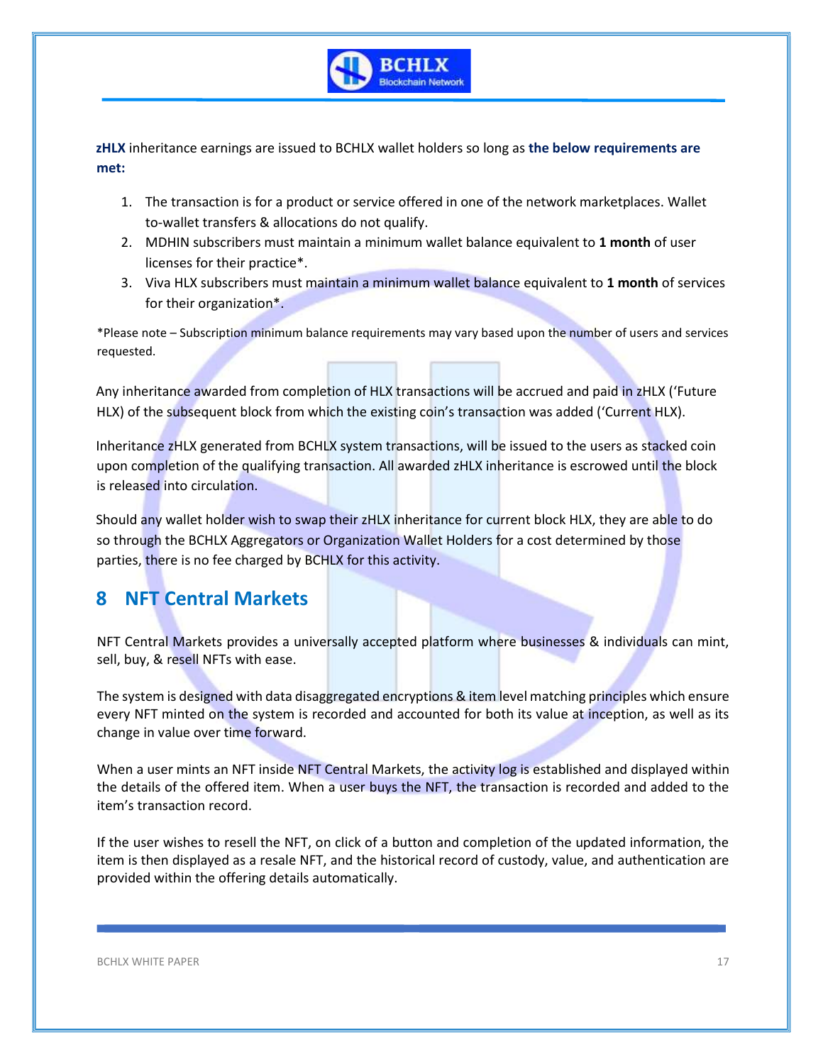**zHLX** inheritance earnings are issued to BCHLX wallet holders so long as **the below requirements are met:**

1. The transaction is for a product or service offered in one of the network marketplaces. Wallet to-wallet transfers & allocations do not qualify.
2. MDHIN subscribers must maintain a minimum wallet balance equivalent to **1 month** of user licenses for their practice*.
3. Viva HLX subscribers must maintain a minimum wallet balance equivalent to **1 month** of services for their organization*.

*Please note – Subscription minimum balance requirements may vary based upon the number of users and services requested.

Any inheritance awarded from completion of HLX transactions will be accrued and paid in zHLX ('Future HLX) of the subsequent block from which the existing coin's transaction was added ('Current HLX).

Inheritance zHLX generated from BCHLX system transactions, will be issued to the users as stacked coin upon completion of the qualifying transaction. All awarded zHLX inheritance is escrowed until the block is released into circulation.

Should any wallet holder wish to swap their zHLX inheritance for current block HLX, they are able to do so through the BCHLX Aggregators or Organization Wallet Holders for a cost determined by those parties, there is no fee charged by BCHLX for this activity.

# 8 NFT Central Markets

NFT Central Markets provides a universally accepted platform where businesses & individuals can mint, sell, buy, & resell NFTs with ease.

The system is designed with data disaggregated encryptions & item level matching principles which ensure every NFT minted on the system is recorded and accounted for both its value at inception, as well as its change in value over time forward.

When a user mints an NFT inside NFT Central Markets, the activity log is established and displayed within the details of the offered item. When a user buys the NFT, the transaction is recorded and added to the item's transaction record.

If the user wishes to resell the NFT, on click of a button and completion of the updated information, the item is then displayed as a resale NFT, and the historical record of custody, value, and authentication are provided within the offering details automatically.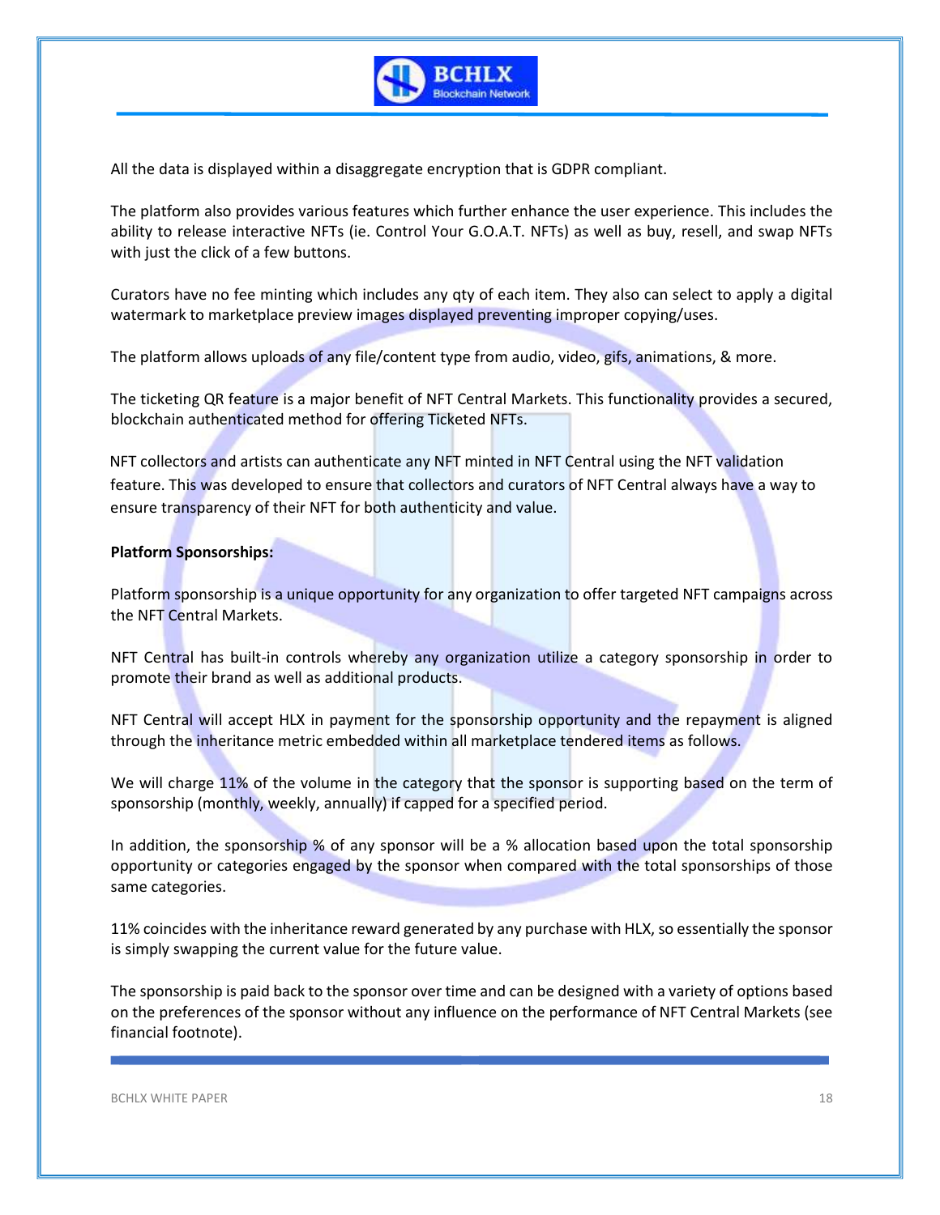All the data is displayed within a disaggregate encryption that is GDPR compliant.

The platform also provides various features which further enhance the user experience. This includes the ability to release interactive NFTs (ie. Control Your G.O.A.T. NFTs) as well as buy, resell, and swap NFTs with just the click of a few buttons.

Curators have no fee minting which includes any qty of each item. They also can select to apply a digital watermark to marketplace preview images displayed preventing improper copying/uses.

The platform allows uploads of any file/content type from audio, video, gifs, animations, & more.

The ticketing QR feature is a major benefit of NFT Central Markets. This functionality provides a secured, blockchain authenticated method for offering Ticketed NFTs.

NFT collectors and artists can authenticate any NFT minted in NFT Central using the NFT validation feature. This was developed to ensure that collectors and curators of NFT Central always have a way to ensure transparency of their NFT for both authenticity and value.

**Platform Sponsorships:**

Platform sponsorship is a unique opportunity for any organization to offer targeted NFT campaigns across the NFT Central Markets.

NFT Central has built-in controls whereby any organization utilize a category sponsorship in order to promote their brand as well as additional products.

NFT Central will accept HLX in payment for the sponsorship opportunity and the repayment is aligned through the inheritance metric embedded within all marketplace tendered items as follows.

We will charge 11% of the volume in the category that the sponsor is supporting based on the term of sponsorship (monthly, weekly, annually) if capped for a specified period.

In addition, the sponsorship % of any sponsor will be a % allocation based upon the total sponsorship opportunity or categories engaged by the sponsor when compared with the total sponsorships of those same categories.

11% coincides with the inheritance reward generated by any purchase with HLX, so essentially the sponsor is simply swapping the current value for the future value.

The sponsorship is paid back to the sponsor over time and can be designed with a variety of options based on the preferences of the sponsor without any influence on the performance of NFT Central Markets (see financial footnote).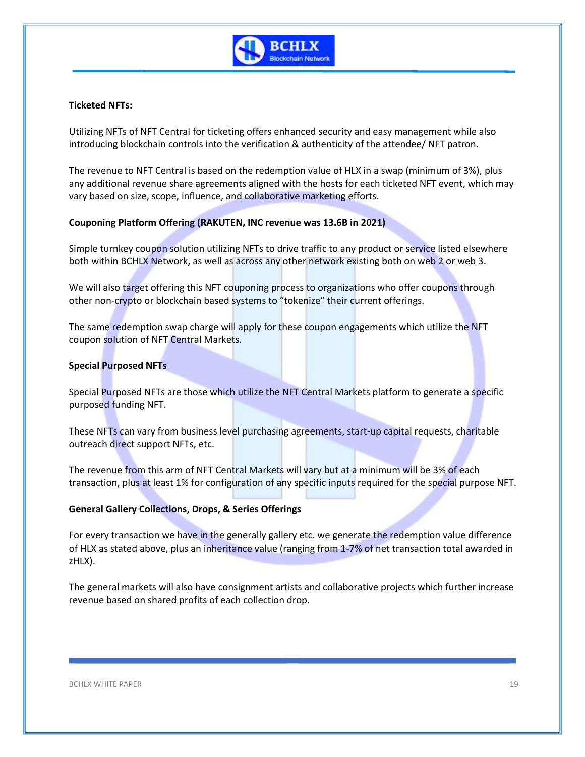**Ticketed NFTs:**

Utilizing NFTs of NFT Central for ticketing offers enhanced security and easy management while also introducing blockchain controls into the verification & authenticity of the attendee/ NFT patron.

The revenue to NFT Central is based on the redemption value of HLX in a swap (minimum of 3%), plus any additional revenue share agreements aligned with the hosts for each ticketed NFT event, which may vary based on size, scope, influence, and collaborative marketing efforts.

**Couponing Platform Offering (RAKUTEN, INC revenue was 13.6B in 2021)**

Simple turnkey coupon solution utilizing NFTs to drive traffic to any product or service listed elsewhere both within BCHLX Network, as well as across any other network existing both on web 2 or web 3.

We will also target offering this NFT couponing process to organizations who offer coupons through other non-crypto or blockchain based systems to "tokenize" their current offerings.

The same redemption swap charge will apply for these coupon engagements which utilize the NFT coupon solution of NFT Central Markets.

**Special Purposed NFTs**

Special Purposed NFTs are those which utilize the NFT Central Markets platform to generate a specific purposed funding NFT.

These NFTs can vary from business level purchasing agreements, start-up capital requests, charitable outreach direct support NFTs, etc.

The revenue from this arm of NFT Central Markets will vary but at a minimum will be 3% of each transaction, plus at least 1% for configuration of any specific inputs required for the special purpose NFT.

**General Gallery Collections, Drops, & Series Offerings**

For every transaction we have in the generally gallery etc. we generate the redemption value difference of HLX as stated above, plus an inheritance value (ranging from 1-7% of net transaction total awarded in zHLX).

The general markets will also have consignment artists and collaborative projects which further increase revenue based on shared profits of each collection drop.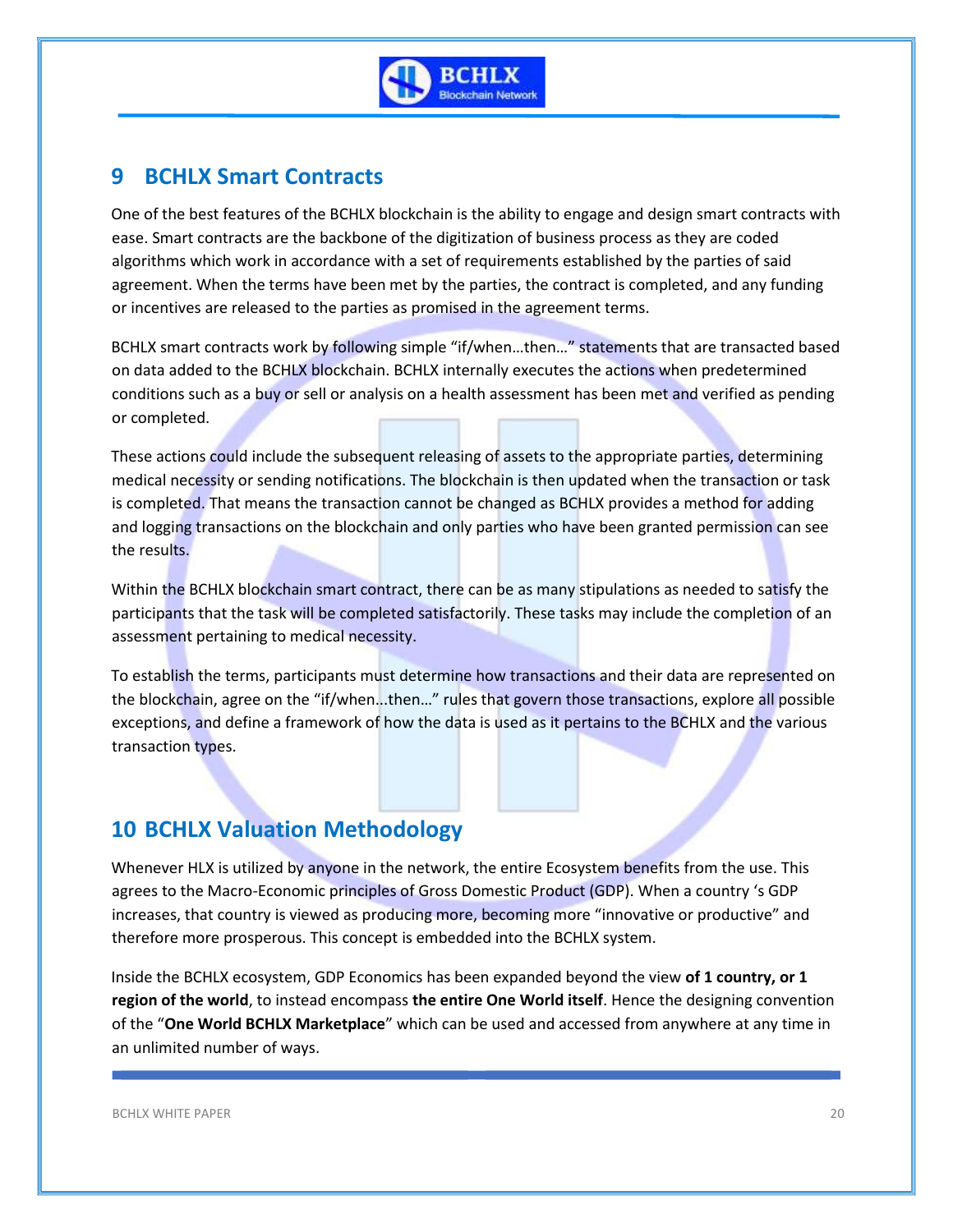## 9 BCHLX Smart Contracts

One of the best features of the BCHLX blockchain is the ability to engage and design smart contracts with ease. Smart contracts are the backbone of the digitization of business process as they are coded algorithms which work in accordance with a set of requirements established by the parties of said agreement. When the terms have been met by the parties, the contract is completed, and any funding or incentives are released to the parties as promised in the agreement terms.

BCHLX smart contracts work by following simple "if/when…then…" statements that are transacted based on data added to the BCHLX blockchain. BCHLX internally executes the actions when predetermined conditions such as a buy or sell or analysis on a health assessment has been met and verified as pending or completed.

These actions could include the subsequent releasing of assets to the appropriate parties, determining medical necessity or sending notifications. The blockchain is then updated when the transaction or task is completed. That means the transaction cannot be changed as BCHLX provides a method for adding and logging transactions on the blockchain and only parties who have been granted permission can see the results.

Within the BCHLX blockchain smart contract, there can be as many stipulations as needed to satisfy the participants that the task will be completed satisfactorily. These tasks may include the completion of an assessment pertaining to medical necessity.

To establish the terms, participants must determine how transactions and their data are represented on the blockchain, agree on the "if/when...then…" rules that govern those transactions, explore all possible exceptions, and define a framework of how the data is used as it pertains to the BCHLX and the various transaction types.

## 10 BCHLX Valuation Methodology

Whenever HLX is utilized by anyone in the network, the entire Ecosystem benefits from the use. This agrees to the Macro-Economic principles of Gross Domestic Product (GDP). When a country 's GDP increases, that country is viewed as producing more, becoming more "innovative or productive" and therefore more prosperous. This concept is embedded into the BCHLX system.

Inside the BCHLX ecosystem, GDP Economics has been expanded beyond the view **of 1 country, or 1 region of the world**, to instead encompass **the entire One World itself**. Hence the designing convention of the "**One World BCHLX Marketplace**" which can be used and accessed from anywhere at any time in an unlimited number of ways.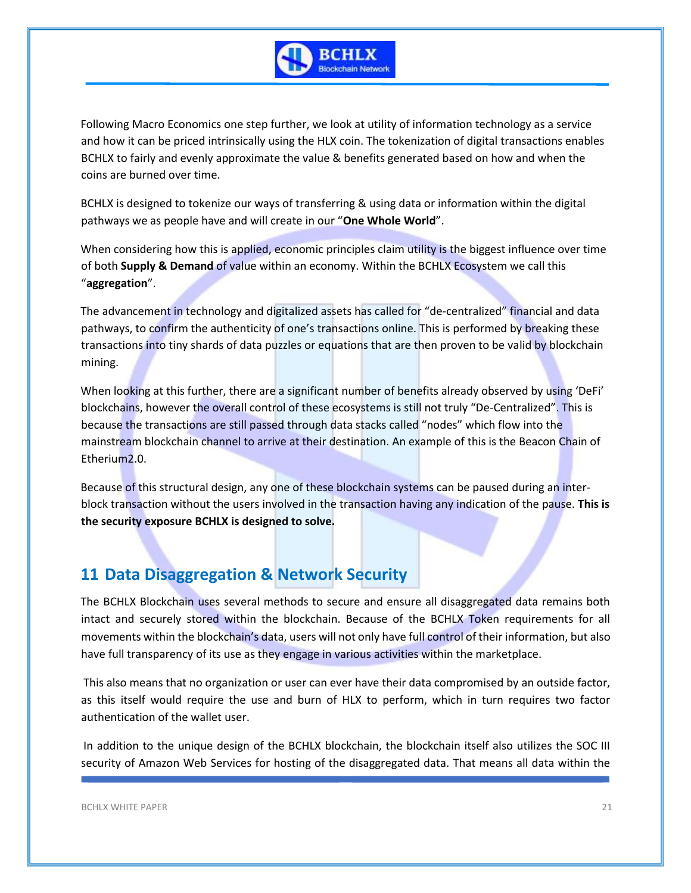Following Macro Economics one step further, we look at utility of information technology as a service and how it can be priced intrinsically using the HLX coin. The tokenization of digital transactions enables BCHLX to fairly and evenly approximate the value & benefits generated based on how and when the coins are burned over time.

BCHLX is designed to tokenize our ways of transferring & using data or information within the digital pathways we as people have and will create in our "**One Whole World**".

When considering how this is applied, economic principles claim utility is the biggest influence over time of both **Supply & Demand** of value within an economy. Within the BCHLX Ecosystem we call this "**aggregation**".

The advancement in technology and digitalized assets has called for "de-centralized" financial and data pathways, to confirm the authenticity of one's transactions online. This is performed by breaking these transactions into tiny shards of data puzzles or equations that are then proven to be valid by blockchain mining.

When looking at this further, there are a significant number of benefits already observed by using 'DeFi' blockchains, however the overall control of these ecosystems is still not truly "De-Centralized". This is because the transactions are still passed through data stacks called "nodes" which flow into the mainstream blockchain channel to arrive at their destination. An example of this is the Beacon Chain of Etherium2.0.

Because of this structural design, any one of these blockchain systems can be paused during an inter-block transaction without the users involved in the transaction having any indication of the pause. **This is the security exposure BCHLX is designed to solve.**

## 11 Data Disaggregation & Network Security

The BCHLX Blockchain uses several methods to secure and ensure all disaggregated data remains both intact and securely stored within the blockchain. Because of the BCHLX Token requirements for all movements within the blockchain's data, users will not only have full control of their information, but also have full transparency of its use as they engage in various activities within the marketplace.

This also means that no organization or user can ever have their data compromised by an outside factor, as this itself would require the use and burn of HLX to perform, which in turn requires two factor authentication of the wallet user.

In addition to the unique design of the BCHLX blockchain, the blockchain itself also utilizes the SOC III security of Amazon Web Services for hosting of the disaggregated data. That means all data within the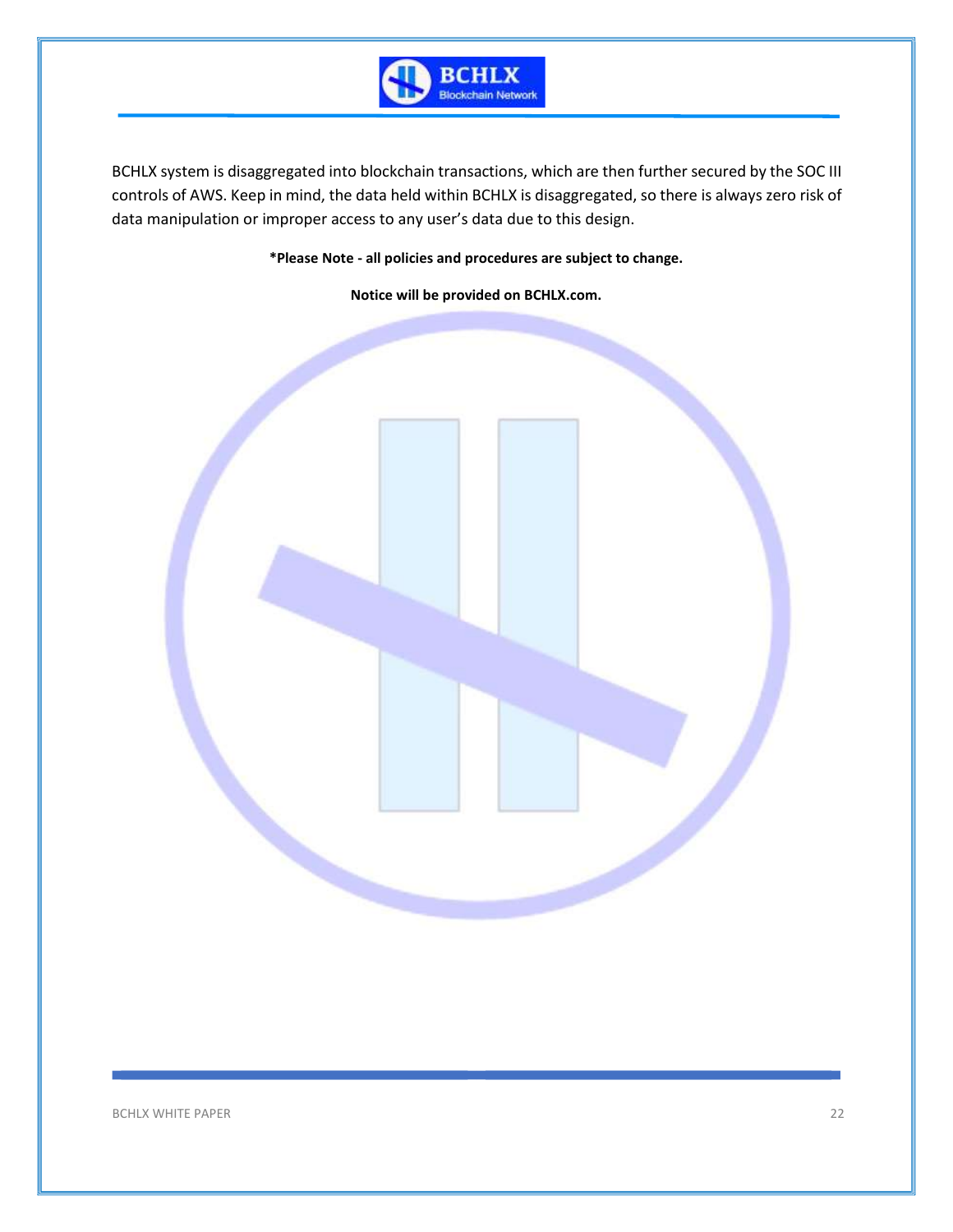BCHLX system is disaggregated into blockchain transactions, which are then further secured by the SOC III controls of AWS. Keep in mind, the data held within BCHLX is disaggregated, so there is always zero risk of data manipulation or improper access to any user's data due to this design.

**\*Please Note - all policies and procedures are subject to change.**

**Notice will be provided on BCHLX.com.**